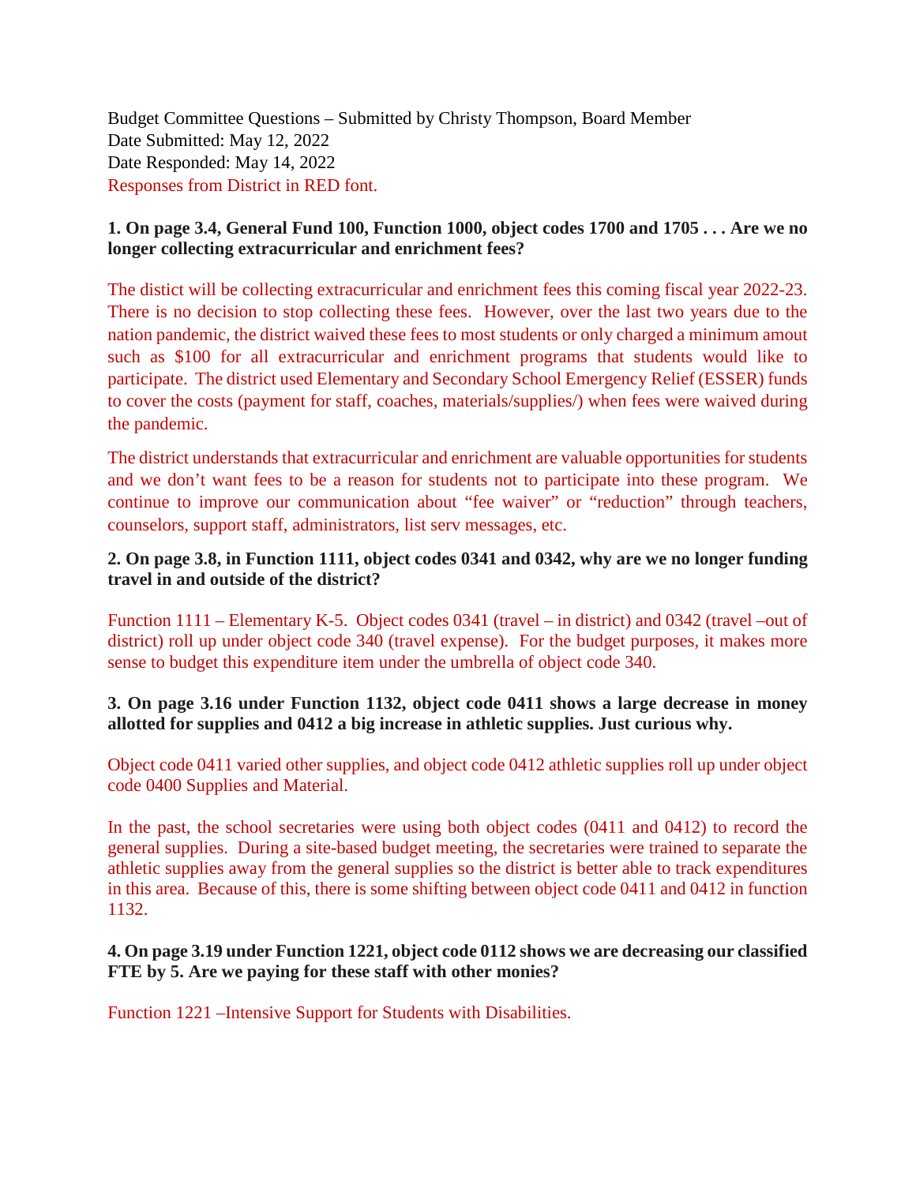Budget Committee Questions – Submitted by Christy Thompson, Board Member
Date Submitted: May 12, 2022
Date Responded: May 14, 2022
Responses from District in RED font.

**1. On page 3.4, General Fund 100, Function 1000, object codes 1700 and 1705 . . . Are we no longer collecting extracurricular and enrichment fees?**

The distict will be collecting extracurricular and enrichment fees this coming fiscal year 2022-23. There is no decision to stop collecting these fees. However, over the last two years due to the nation pandemic, the district waived these fees to most students or only charged a minimum amout such as $100 for all extracurricular and enrichment programs that students would like to participate. The district used Elementary and Secondary School Emergency Relief (ESSER) funds to cover the costs (payment for staff, coaches, materials/supplies/) when fees were waived during the pandemic.

The district understands that extracurricular and enrichment are valuable opportunities for students and we don't want fees to be a reason for students not to participate into these program. We continue to improve our communication about "fee waiver" or "reduction" through teachers, counselors, support staff, administrators, list serv messages, etc.

**2. On page 3.8, in Function 1111, object codes 0341 and 0342, why are we no longer funding travel in and outside of the district?**

Function 1111 – Elementary K-5. Object codes 0341 (travel – in district) and 0342 (travel –out of district) roll up under object code 340 (travel expense). For the budget purposes, it makes more sense to budget this expenditure item under the umbrella of object code 340.

**3. On page 3.16 under Function 1132, object code 0411 shows a large decrease in money allotted for supplies and 0412 a big increase in athletic supplies. Just curious why.**

Object code 0411 varied other supplies, and object code 0412 athletic supplies roll up under object code 0400 Supplies and Material.

In the past, the school secretaries were using both object codes (0411 and 0412) to record the general supplies. During a site-based budget meeting, the secretaries were trained to separate the athletic supplies away from the general supplies so the district is better able to track expenditures in this area. Because of this, there is some shifting between object code 0411 and 0412 in function 1132.

**4. On page 3.19 under Function 1221, object code 0112 shows we are decreasing our classified FTE by 5. Are we paying for these staff with other monies?**

Function 1221 –Intensive Support for Students with Disabilities.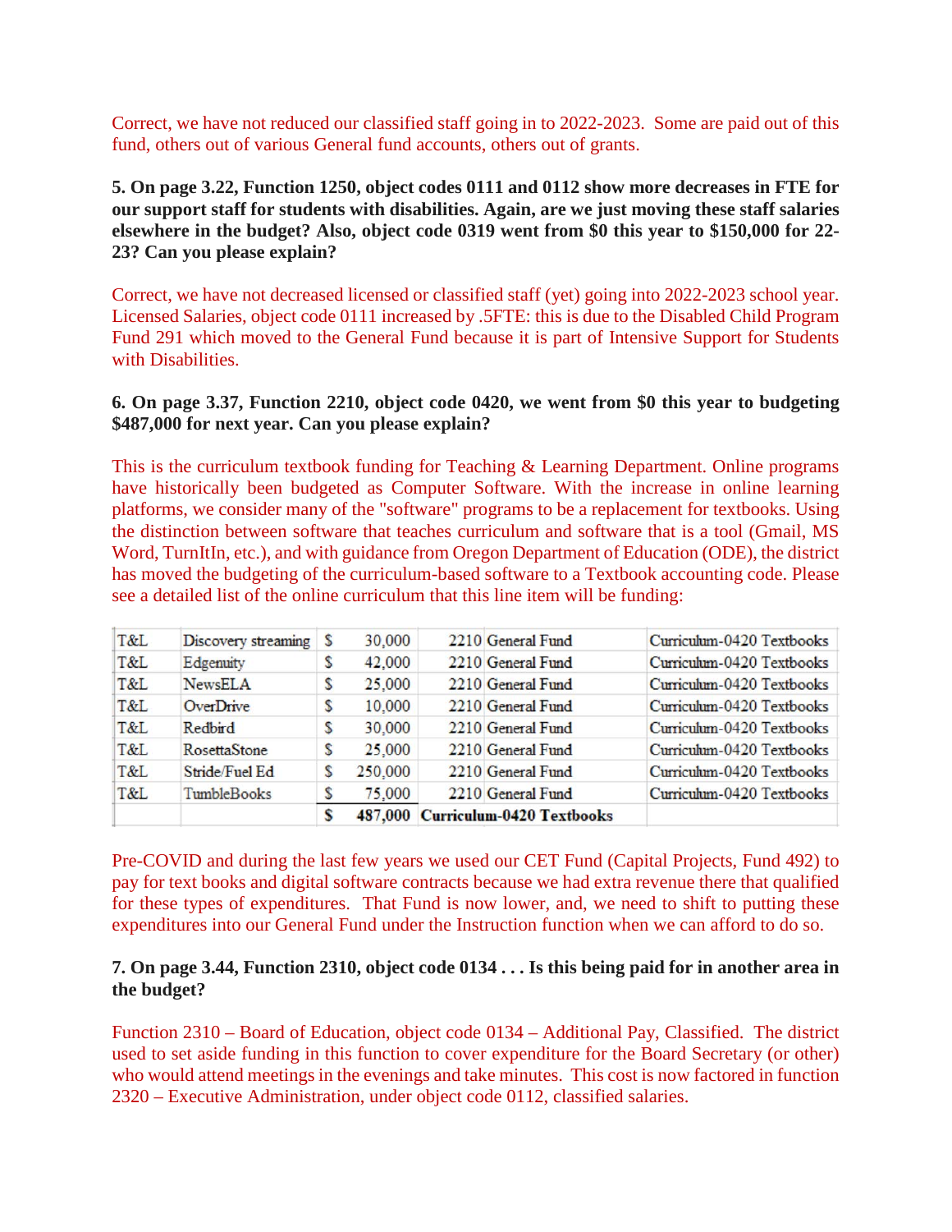Correct, we have not reduced our classified staff going in to 2022-2023. Some are paid out of this fund, others out of various General fund accounts, others out of grants.

**5. On page 3.22, Function 1250, object codes 0111 and 0112 show more decreases in FTE for our support staff for students with disabilities. Again, are we just moving these staff salaries elsewhere in the budget? Also, object code 0319 went from $0 this year to $150,000 for 22-23? Can you please explain?**

Correct, we have not decreased licensed or classified staff (yet) going into 2022-2023 school year. Licensed Salaries, object code 0111 increased by .5FTE: this is due to the Disabled Child Program Fund 291 which moved to the General Fund because it is part of Intensive Support for Students with Disabilities.

**6. On page 3.37, Function 2210, object code 0420, we went from $0 this year to budgeting $487,000 for next year. Can you please explain?**

This is the curriculum textbook funding for Teaching & Learning Department. Online programs have historically been budgeted as Computer Software. With the increase in online learning platforms, we consider many of the "software" programs to be a replacement for textbooks. Using the distinction between software that teaches curriculum and software that is a tool (Gmail, MS Word, TurnItIn, etc.), and with guidance from Oregon Department of Education (ODE), the district has moved the budgeting of the curriculum-based software to a Textbook accounting code. Please see a detailed list of the online curriculum that this line item will be funding:

| | | | | | |
|---|---|---|---|---|---|
| T&L | Discovery streaming | $ 30,000 | 2210 | General Fund | Curriculum-0420 Textbooks |
| T&L | Edgenuity | $ 42,000 | 2210 | General Fund | Curriculum-0420 Textbooks |
| T&L | NewsELA | $ 25,000 | 2210 | General Fund | Curriculum-0420 Textbooks |
| T&L | OverDrive | $ 10,000 | 2210 | General Fund | Curriculum-0420 Textbooks |
| T&L | Redbird | $ 30,000 | 2210 | General Fund | Curriculum-0420 Textbooks |
| T&L | RosettaStone | $ 25,000 | 2210 | General Fund | Curriculum-0420 Textbooks |
| T&L | Stride/Fuel Ed | $ 250,000 | 2210 | General Fund | Curriculum-0420 Textbooks |
| T&L | TumbleBooks | $ 75,000 | 2210 | General Fund | Curriculum-0420 Textbooks |
| | | **$ 487,000** | **Curriculum-0420 Textbooks** | | |

Pre-COVID and during the last few years we used our CET Fund (Capital Projects, Fund 492) to pay for text books and digital software contracts because we had extra revenue there that qualified for these types of expenditures. That Fund is now lower, and, we need to shift to putting these expenditures into our General Fund under the Instruction function when we can afford to do so.

**7. On page 3.44, Function 2310, object code 0134 . . . Is this being paid for in another area in the budget?**

Function 2310 – Board of Education, object code 0134 – Additional Pay, Classified. The district used to set aside funding in this function to cover expenditure for the Board Secretary (or other) who would attend meetings in the evenings and take minutes. This cost is now factored in function 2320 – Executive Administration, under object code 0112, classified salaries.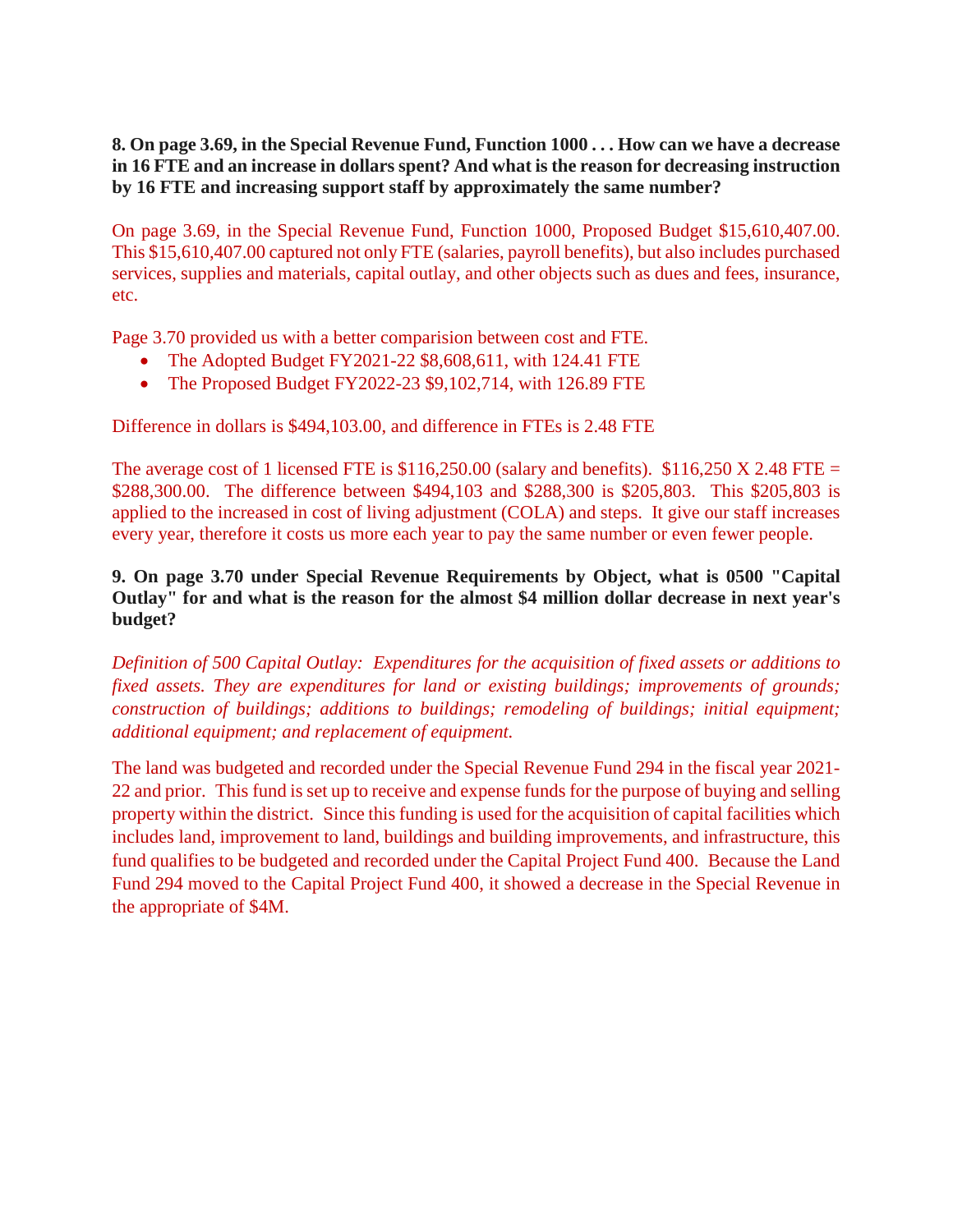**8. On page 3.69, in the Special Revenue Fund, Function 1000 . . . How can we have a decrease in 16 FTE and an increase in dollars spent? And what is the reason for decreasing instruction by 16 FTE and increasing support staff by approximately the same number?**

On page 3.69, in the Special Revenue Fund, Function 1000, Proposed Budget $15,610,407.00. This $15,610,407.00 captured not only FTE (salaries, payroll benefits), but also includes purchased services, supplies and materials, capital outlay, and other objects such as dues and fees, insurance, etc.

Page 3.70 provided us with a better comparision between cost and FTE.

- The Adopted Budget FY2021-22 $8,608,611, with 124.41 FTE
- The Proposed Budget FY2022-23 $9,102,714, with 126.89 FTE

Difference in dollars is $494,103.00, and difference in FTEs is 2.48 FTE

The average cost of 1 licensed FTE is $116,250.00 (salary and benefits). $116,250 X 2.48 FTE = $288,300.00. The difference between $494,103 and $288,300 is $205,803. This $205,803 is applied to the increased in cost of living adjustment (COLA) and steps. It give our staff increases every year, therefore it costs us more each year to pay the same number or even fewer people.

**9. On page 3.70 under Special Revenue Requirements by Object, what is 0500 "Capital Outlay" for and what is the reason for the almost $4 million dollar decrease in next year's budget?**

*Definition of 500 Capital Outlay: Expenditures for the acquisition of fixed assets or additions to fixed assets. They are expenditures for land or existing buildings; improvements of grounds; construction of buildings; additions to buildings; remodeling of buildings; initial equipment; additional equipment; and replacement of equipment.*

The land was budgeted and recorded under the Special Revenue Fund 294 in the fiscal year 2021-22 and prior. This fund is set up to receive and expense funds for the purpose of buying and selling property within the district. Since this funding is used for the acquisition of capital facilities which includes land, improvement to land, buildings and building improvements, and infrastructure, this fund qualifies to be budgeted and recorded under the Capital Project Fund 400. Because the Land Fund 294 moved to the Capital Project Fund 400, it showed a decrease in the Special Revenue in the appropriate of $4M.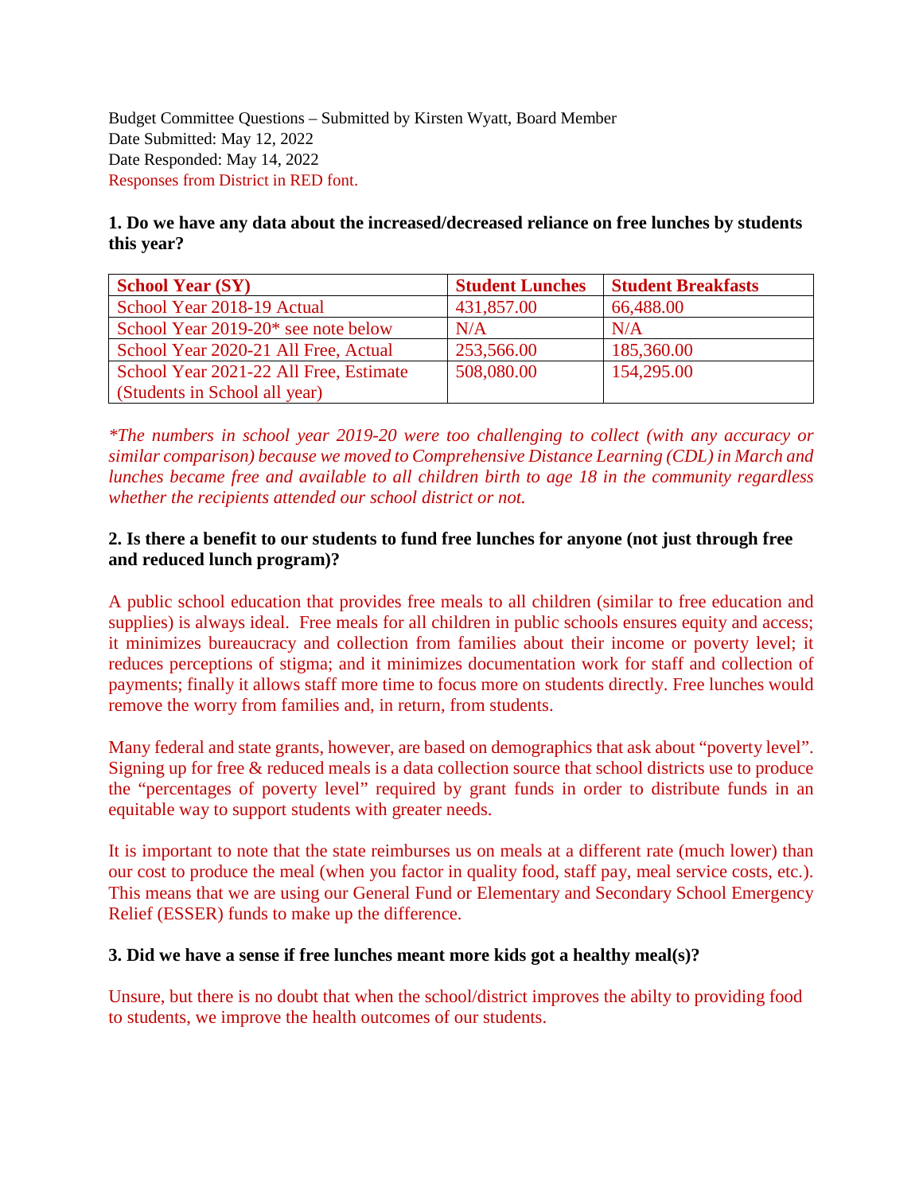Budget Committee Questions – Submitted by Kirsten Wyatt, Board Member
Date Submitted: May 12, 2022
Date Responded: May 14, 2022
Responses from District in RED font.

**1. Do we have any data about the increased/decreased reliance on free lunches by students this year?**

| School Year (SY) | Student Lunches | Student Breakfasts |
|---|---|---|
| School Year 2018-19 Actual | 431,857.00 | 66,488.00 |
| School Year 2019-20* see note below | N/A | N/A |
| School Year 2020-21 All Free, Actual | 253,566.00 | 185,360.00 |
| School Year 2021-22 All Free, Estimate (Students in School all year) | 508,080.00 | 154,295.00 |

*\*The numbers in school year 2019-20 were too challenging to collect (with any accuracy or similar comparison) because we moved to Comprehensive Distance Learning (CDL) in March and lunches became free and available to all children birth to age 18 in the community regardless whether the recipients attended our school district or not.*

**2. Is there a benefit to our students to fund free lunches for anyone (not just through free and reduced lunch program)?**

A public school education that provides free meals to all children (similar to free education and supplies) is always ideal. Free meals for all children in public schools ensures equity and access; it minimizes bureaucracy and collection from families about their income or poverty level; it reduces perceptions of stigma; and it minimizes documentation work for staff and collection of payments; finally it allows staff more time to focus more on students directly. Free lunches would remove the worry from families and, in return, from students.

Many federal and state grants, however, are based on demographics that ask about "poverty level". Signing up for free & reduced meals is a data collection source that school districts use to produce the "percentages of poverty level" required by grant funds in order to distribute funds in an equitable way to support students with greater needs.

It is important to note that the state reimburses us on meals at a different rate (much lower) than our cost to produce the meal (when you factor in quality food, staff pay, meal service costs, etc.). This means that we are using our General Fund or Elementary and Secondary School Emergency Relief (ESSER) funds to make up the difference.

**3. Did we have a sense if free lunches meant more kids got a healthy meal(s)?**

Unsure, but there is no doubt that when the school/district improves the abilty to providing food to students, we improve the health outcomes of our students.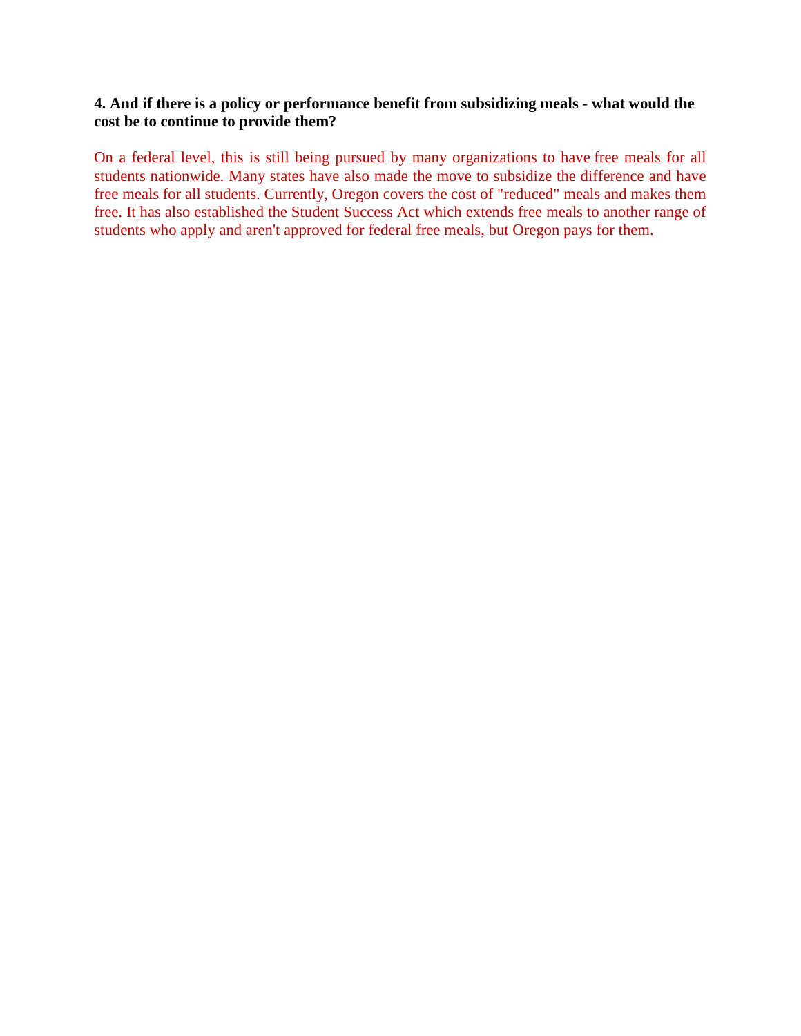**4. And if there is a policy or performance benefit from subsidizing meals - what would the cost be to continue to provide them?**

On a federal level, this is still being pursued by many organizations to have free meals for all students nationwide. Many states have also made the move to subsidize the difference and have free meals for all students. Currently, Oregon covers the cost of "reduced" meals and makes them free. It has also established the Student Success Act which extends free meals to another range of students who apply and aren't approved for federal free meals, but Oregon pays for them.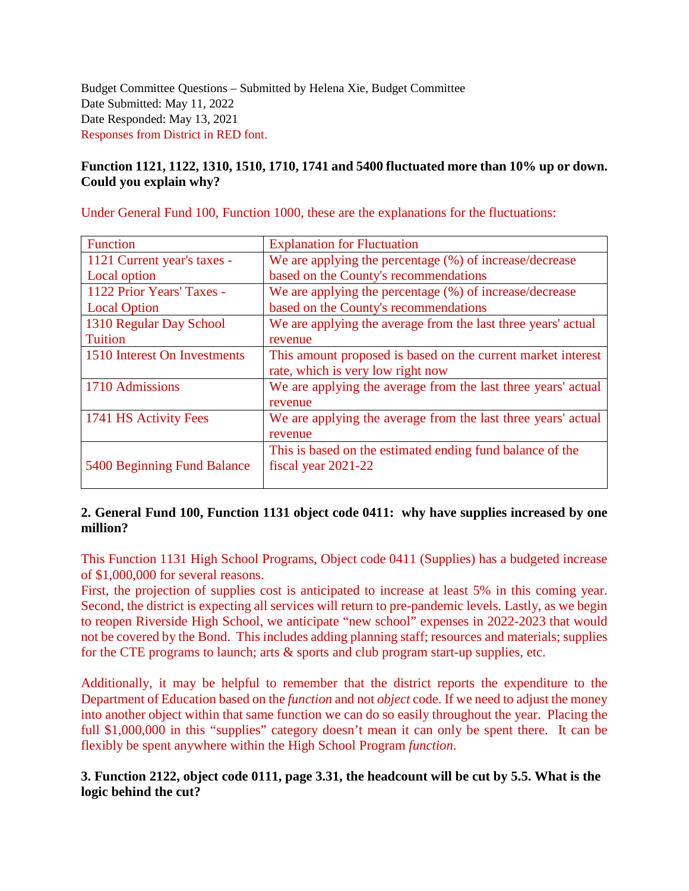Budget Committee Questions – Submitted by Helena Xie, Budget Committee
Date Submitted: May 11, 2022
Date Responded: May 13, 2021
Responses from District in RED font.

**Function 1121, 1122, 1310, 1510, 1710, 1741 and 5400 fluctuated more than 10% up or down. Could you explain why?**

Under General Fund 100, Function 1000, these are the explanations for the fluctuations:

| Function | Explanation for Fluctuation |
|---|---|
| 1121 Current year's taxes - Local option | We are applying the percentage (%) of increase/decrease based on the County's recommendations |
| 1122 Prior Years' Taxes - Local Option | We are applying the percentage (%) of increase/decrease based on the County's recommendations |
| 1310 Regular Day School Tuition | We are applying the average from the last three years' actual revenue |
| 1510 Interest On Investments | This amount proposed is based on the current market interest rate, which is very low right now |
| 1710 Admissions | We are applying the average from the last three years' actual revenue |
| 1741 HS Activity Fees | We are applying the average from the last three years' actual revenue |
| 5400 Beginning Fund Balance | This is based on the estimated ending fund balance of the fiscal year 2021-22 |

**2. General Fund 100, Function 1131 object code 0411: why have supplies increased by one million?**

This Function 1131 High School Programs, Object code 0411 (Supplies) has a budgeted increase of $1,000,000 for several reasons.
First, the projection of supplies cost is anticipated to increase at least 5% in this coming year. Second, the district is expecting all services will return to pre-pandemic levels. Lastly, as we begin to reopen Riverside High School, we anticipate "new school" expenses in 2022-2023 that would not be covered by the Bond. This includes adding planning staff; resources and materials; supplies for the CTE programs to launch; arts & sports and club program start-up supplies, etc.

Additionally, it may be helpful to remember that the district reports the expenditure to the Department of Education based on the *function* and not *object* code. If we need to adjust the money into another object within that same function we can do so easily throughout the year. Placing the full $1,000,000 in this "supplies" category doesn't mean it can only be spent there. It can be flexibly be spent anywhere within the High School Program *function*.

**3. Function 2122, object code 0111, page 3.31, the headcount will be cut by 5.5. What is the logic behind the cut?**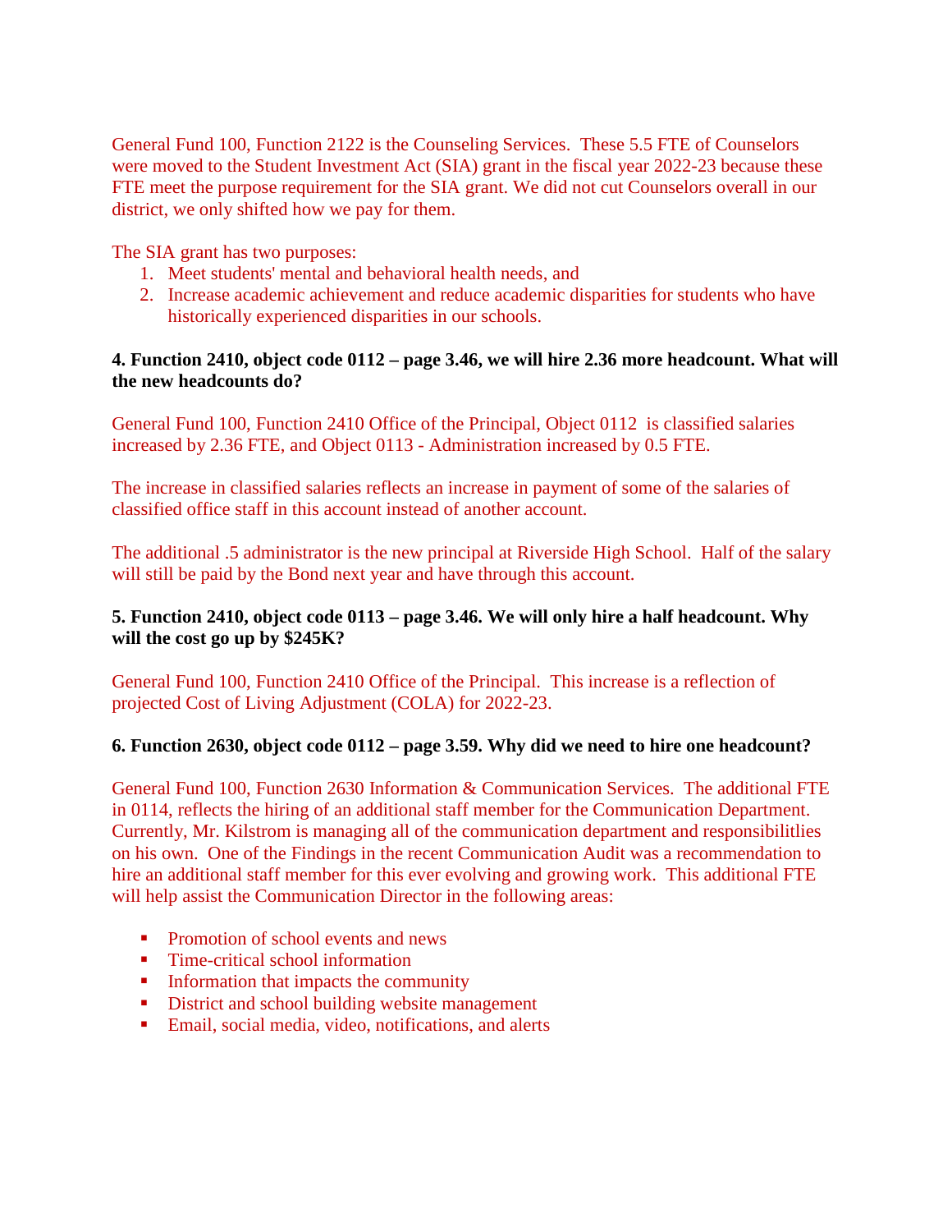General Fund 100, Function 2122 is the Counseling Services. These 5.5 FTE of Counselors were moved to the Student Investment Act (SIA) grant in the fiscal year 2022-23 because these FTE meet the purpose requirement for the SIA grant. We did not cut Counselors overall in our district, we only shifted how we pay for them.

The SIA grant has two purposes:

1. Meet students' mental and behavioral health needs, and
2. Increase academic achievement and reduce academic disparities for students who have historically experienced disparities in our schools.

**4. Function 2410, object code 0112 – page 3.46, we will hire 2.36 more headcount. What will the new headcounts do?**

General Fund 100, Function 2410 Office of the Principal, Object 0112 is classified salaries increased by 2.36 FTE, and Object 0113 - Administration increased by 0.5 FTE.

The increase in classified salaries reflects an increase in payment of some of the salaries of classified office staff in this account instead of another account.

The additional .5 administrator is the new principal at Riverside High School. Half of the salary will still be paid by the Bond next year and have through this account.

**5. Function 2410, object code 0113 – page 3.46. We will only hire a half headcount. Why will the cost go up by $245K?**

General Fund 100, Function 2410 Office of the Principal. This increase is a reflection of projected Cost of Living Adjustment (COLA) for 2022-23.

**6. Function 2630, object code 0112 – page 3.59. Why did we need to hire one headcount?**

General Fund 100, Function 2630 Information & Communication Services. The additional FTE in 0114, reflects the hiring of an additional staff member for the Communication Department. Currently, Mr. Kilstrom is managing all of the communication department and responsibilitlies on his own. One of the Findings in the recent Communication Audit was a recommendation to hire an additional staff member for this ever evolving and growing work. This additional FTE will help assist the Communication Director in the following areas:

- Promotion of school events and news
- Time-critical school information
- Information that impacts the community
- District and school building website management
- Email, social media, video, notifications, and alerts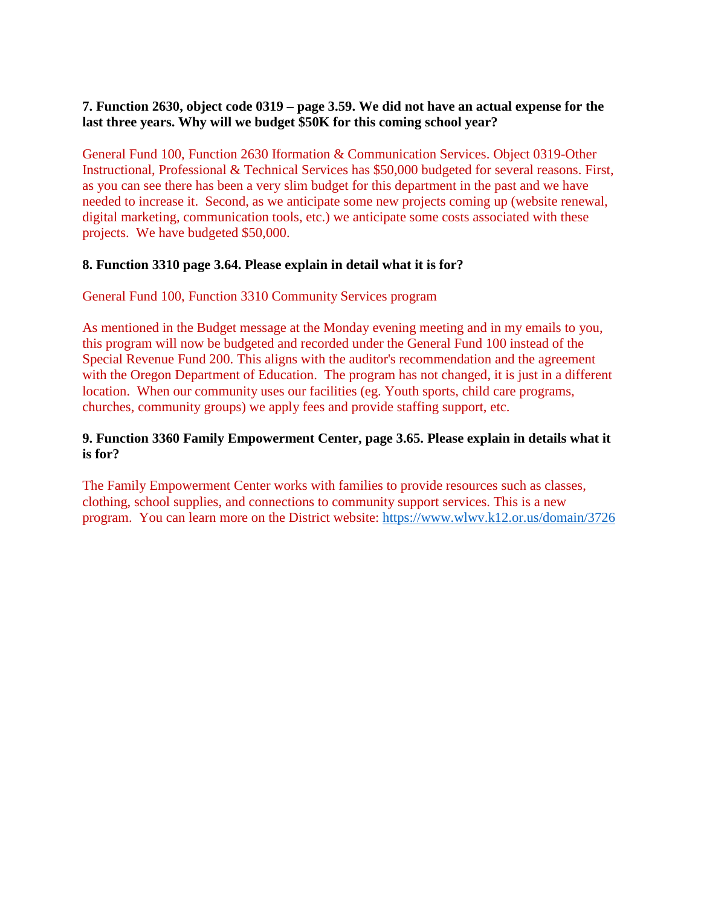**7. Function 2630, object code 0319 – page 3.59. We did not have an actual expense for the last three years. Why will we budget $50K for this coming school year?**

General Fund 100, Function 2630 Iformation & Communication Services. Object 0319-Other Instructional, Professional & Technical Services has $50,000 budgeted for several reasons. First, as you can see there has been a very slim budget for this department in the past and we have needed to increase it. Second, as we anticipate some new projects coming up (website renewal, digital marketing, communication tools, etc.) we anticipate some costs associated with these projects. We have budgeted $50,000.

**8. Function 3310 page 3.64. Please explain in detail what it is for?**

General Fund 100, Function 3310 Community Services program

As mentioned in the Budget message at the Monday evening meeting and in my emails to you, this program will now be budgeted and recorded under the General Fund 100 instead of the Special Revenue Fund 200. This aligns with the auditor's recommendation and the agreement with the Oregon Department of Education. The program has not changed, it is just in a different location. When our community uses our facilities (eg. Youth sports, child care programs, churches, community groups) we apply fees and provide staffing support, etc.

**9. Function 3360 Family Empowerment Center, page 3.65. Please explain in details what it is for?**

The Family Empowerment Center works with families to provide resources such as classes, clothing, school supplies, and connections to community support services. This is a new program. You can learn more on the District website: https://www.wlwv.k12.or.us/domain/3726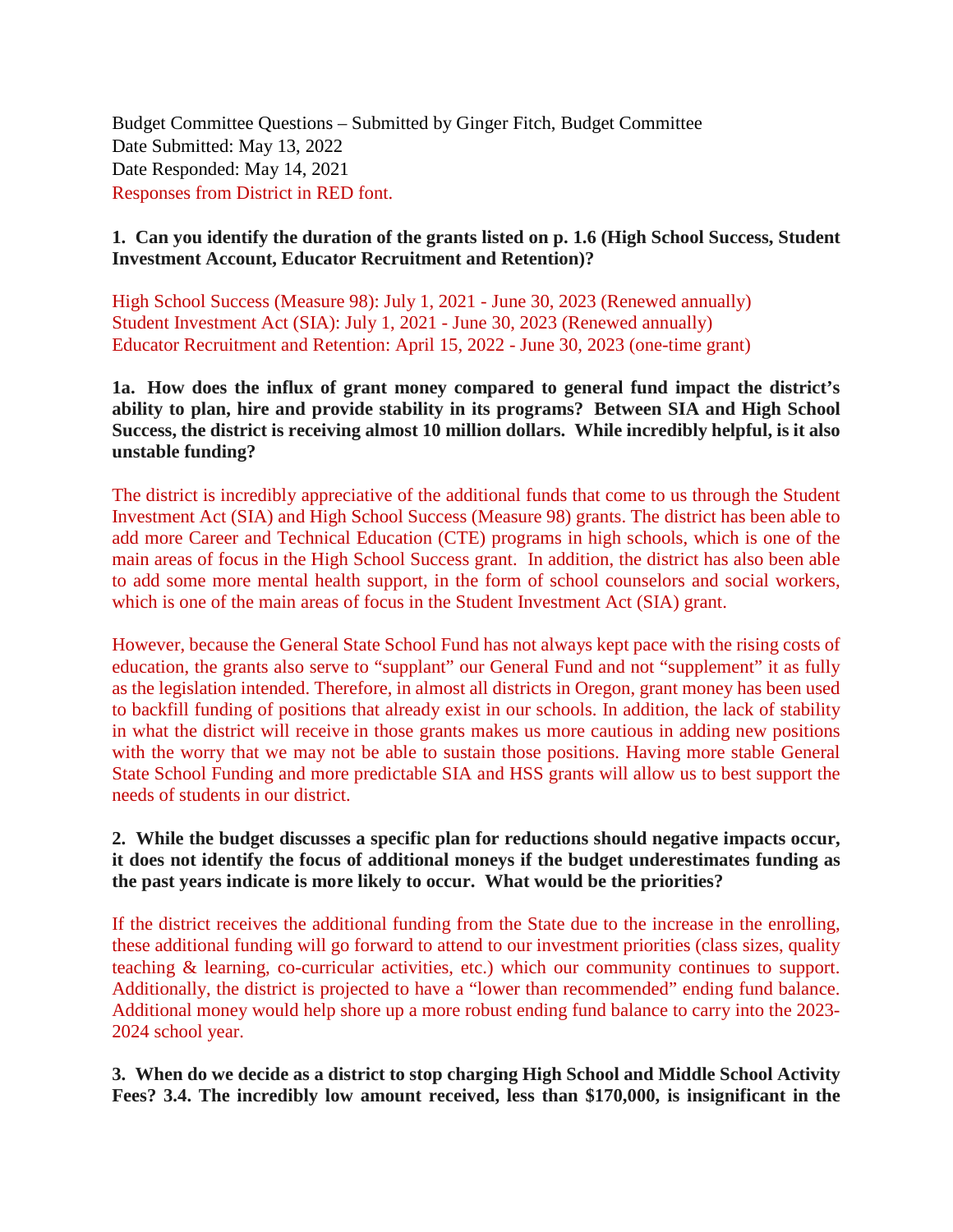Budget Committee Questions – Submitted by Ginger Fitch, Budget Committee
Date Submitted: May 13, 2022
Date Responded: May 14, 2021
Responses from District in RED font.

**1. Can you identify the duration of the grants listed on p. 1.6 (High School Success, Student Investment Account, Educator Recruitment and Retention)?**

High School Success (Measure 98): July 1, 2021 - June 30, 2023 (Renewed annually)
Student Investment Act (SIA): July 1, 2021 - June 30, 2023 (Renewed annually)
Educator Recruitment and Retention: April 15, 2022 - June 30, 2023 (one-time grant)

**1a. How does the influx of grant money compared to general fund impact the district's ability to plan, hire and provide stability in its programs? Between SIA and High School Success, the district is receiving almost 10 million dollars. While incredibly helpful, is it also unstable funding?**

The district is incredibly appreciative of the additional funds that come to us through the Student Investment Act (SIA) and High School Success (Measure 98) grants. The district has been able to add more Career and Technical Education (CTE) programs in high schools, which is one of the main areas of focus in the High School Success grant. In addition, the district has also been able to add some more mental health support, in the form of school counselors and social workers, which is one of the main areas of focus in the Student Investment Act (SIA) grant.

However, because the General State School Fund has not always kept pace with the rising costs of education, the grants also serve to "supplant" our General Fund and not "supplement" it as fully as the legislation intended. Therefore, in almost all districts in Oregon, grant money has been used to backfill funding of positions that already exist in our schools. In addition, the lack of stability in what the district will receive in those grants makes us more cautious in adding new positions with the worry that we may not be able to sustain those positions. Having more stable General State School Funding and more predictable SIA and HSS grants will allow us to best support the needs of students in our district.

**2. While the budget discusses a specific plan for reductions should negative impacts occur, it does not identify the focus of additional moneys if the budget underestimates funding as the past years indicate is more likely to occur. What would be the priorities?**

If the district receives the additional funding from the State due to the increase in the enrolling, these additional funding will go forward to attend to our investment priorities (class sizes, quality teaching & learning, co-curricular activities, etc.) which our community continues to support. Additionally, the district is projected to have a "lower than recommended" ending fund balance. Additional money would help shore up a more robust ending fund balance to carry into the 2023-2024 school year.

**3. When do we decide as a district to stop charging High School and Middle School Activity Fees? 3.4. The incredibly low amount received, less than $170,000, is insignificant in the**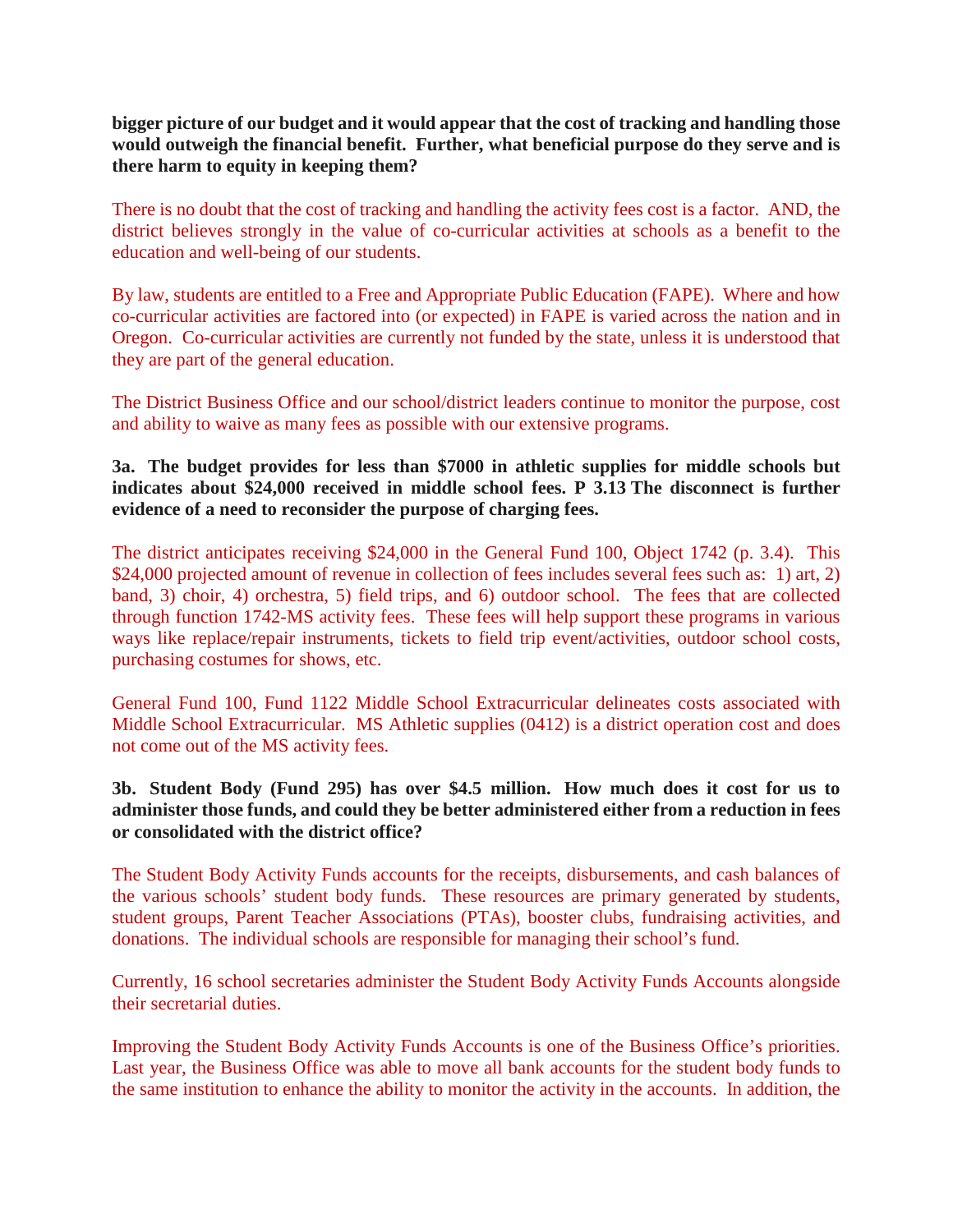**bigger picture of our budget and it would appear that the cost of tracking and handling those would outweigh the financial benefit. Further, what beneficial purpose do they serve and is there harm to equity in keeping them?**

There is no doubt that the cost of tracking and handling the activity fees cost is a factor. AND, the district believes strongly in the value of co-curricular activities at schools as a benefit to the education and well-being of our students.

By law, students are entitled to a Free and Appropriate Public Education (FAPE). Where and how co-curricular activities are factored into (or expected) in FAPE is varied across the nation and in Oregon. Co-curricular activities are currently not funded by the state, unless it is understood that they are part of the general education.

The District Business Office and our school/district leaders continue to monitor the purpose, cost and ability to waive as many fees as possible with our extensive programs.

**3a. The budget provides for less than $7000 in athletic supplies for middle schools but indicates about $24,000 received in middle school fees. P 3.13 The disconnect is further evidence of a need to reconsider the purpose of charging fees.**

The district anticipates receiving $24,000 in the General Fund 100, Object 1742 (p. 3.4). This $24,000 projected amount of revenue in collection of fees includes several fees such as: 1) art, 2) band, 3) choir, 4) orchestra, 5) field trips, and 6) outdoor school. The fees that are collected through function 1742-MS activity fees. These fees will help support these programs in various ways like replace/repair instruments, tickets to field trip event/activities, outdoor school costs, purchasing costumes for shows, etc.

General Fund 100, Fund 1122 Middle School Extracurricular delineates costs associated with Middle School Extracurricular. MS Athletic supplies (0412) is a district operation cost and does not come out of the MS activity fees.

**3b. Student Body (Fund 295) has over $4.5 million. How much does it cost for us to administer those funds, and could they be better administered either from a reduction in fees or consolidated with the district office?**

The Student Body Activity Funds accounts for the receipts, disbursements, and cash balances of the various schools' student body funds. These resources are primary generated by students, student groups, Parent Teacher Associations (PTAs), booster clubs, fundraising activities, and donations. The individual schools are responsible for managing their school's fund.

Currently, 16 school secretaries administer the Student Body Activity Funds Accounts alongside their secretarial duties.

Improving the Student Body Activity Funds Accounts is one of the Business Office's priorities. Last year, the Business Office was able to move all bank accounts for the student body funds to the same institution to enhance the ability to monitor the activity in the accounts. In addition, the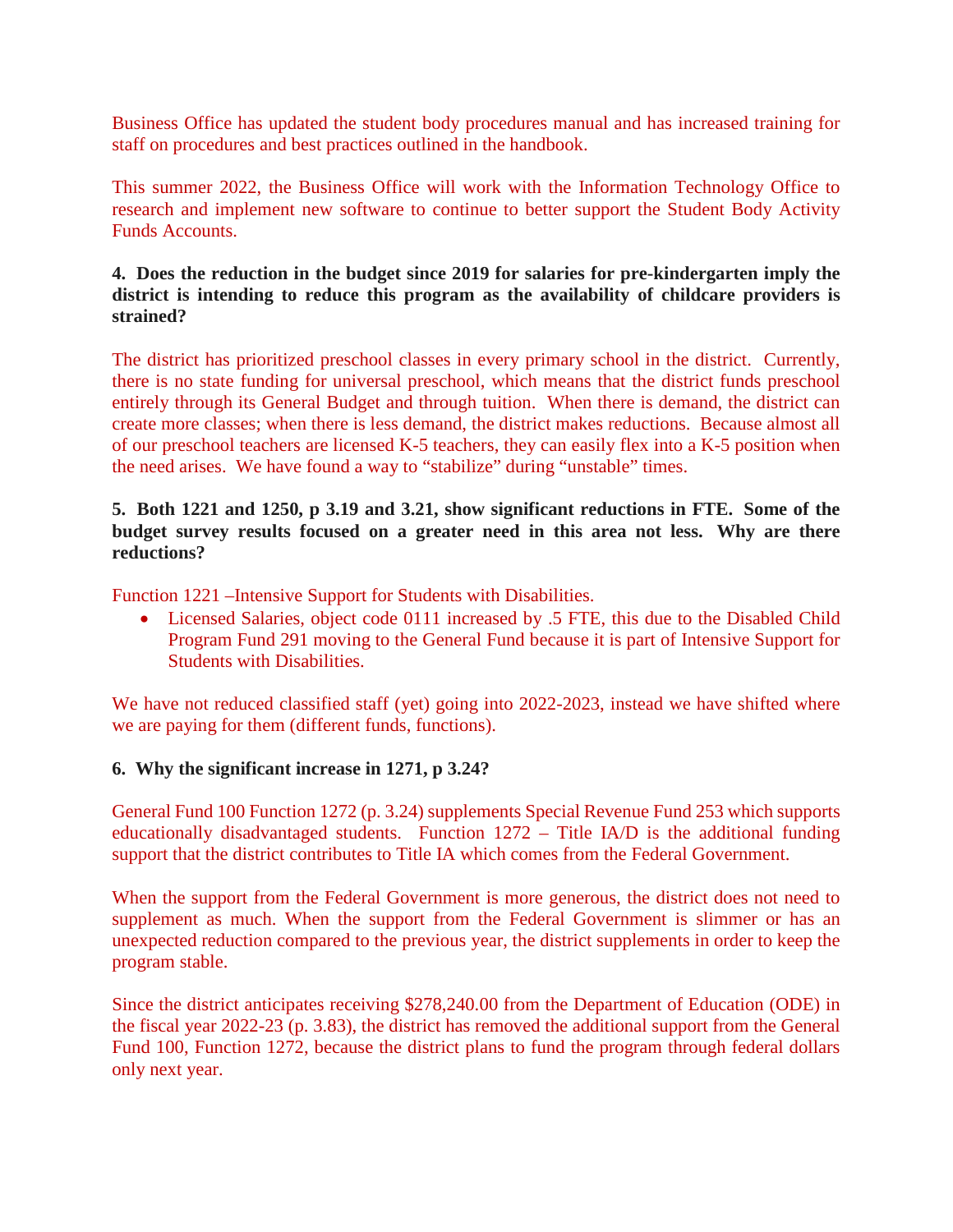Business Office has updated the student body procedures manual and has increased training for staff on procedures and best practices outlined in the handbook.

This summer 2022, the Business Office will work with the Information Technology Office to research and implement new software to continue to better support the Student Body Activity Funds Accounts.

**4. Does the reduction in the budget since 2019 for salaries for pre-kindergarten imply the district is intending to reduce this program as the availability of childcare providers is strained?**

The district has prioritized preschool classes in every primary school in the district. Currently, there is no state funding for universal preschool, which means that the district funds preschool entirely through its General Budget and through tuition. When there is demand, the district can create more classes; when there is less demand, the district makes reductions. Because almost all of our preschool teachers are licensed K-5 teachers, they can easily flex into a K-5 position when the need arises. We have found a way to "stabilize" during "unstable" times.

**5. Both 1221 and 1250, p 3.19 and 3.21, show significant reductions in FTE. Some of the budget survey results focused on a greater need in this area not less. Why are there reductions?**

Function 1221 –Intensive Support for Students with Disabilities.

- Licensed Salaries, object code 0111 increased by .5 FTE, this due to the Disabled Child Program Fund 291 moving to the General Fund because it is part of Intensive Support for Students with Disabilities.

We have not reduced classified staff (yet) going into 2022-2023, instead we have shifted where we are paying for them (different funds, functions).

**6. Why the significant increase in 1271, p 3.24?**

General Fund 100 Function 1272 (p. 3.24) supplements Special Revenue Fund 253 which supports educationally disadvantaged students. Function 1272 – Title IA/D is the additional funding support that the district contributes to Title IA which comes from the Federal Government.

When the support from the Federal Government is more generous, the district does not need to supplement as much. When the support from the Federal Government is slimmer or has an unexpected reduction compared to the previous year, the district supplements in order to keep the program stable.

Since the district anticipates receiving $278,240.00 from the Department of Education (ODE) in the fiscal year 2022-23 (p. 3.83), the district has removed the additional support from the General Fund 100, Function 1272, because the district plans to fund the program through federal dollars only next year.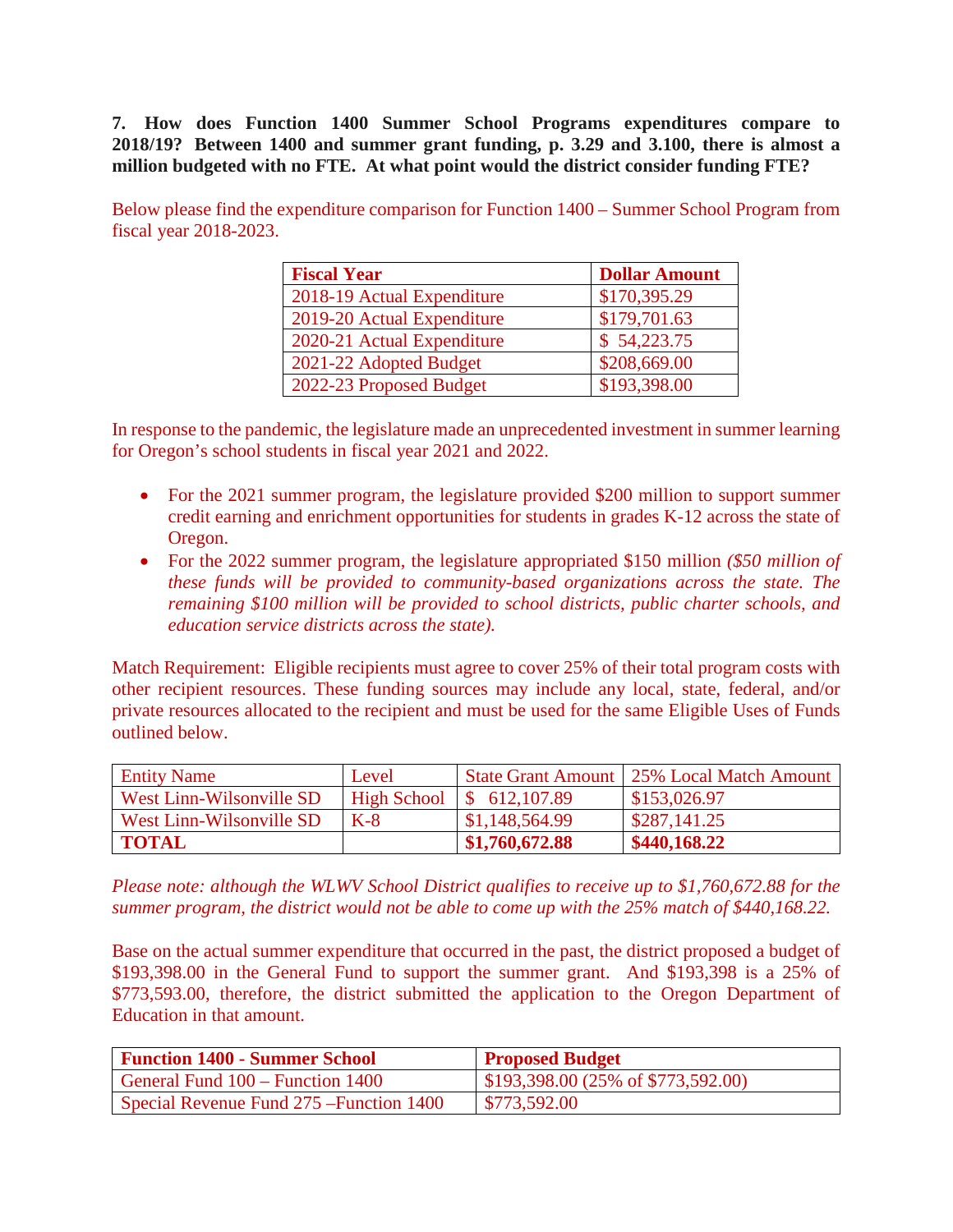**7. How does Function 1400 Summer School Programs expenditures compare to 2018/19? Between 1400 and summer grant funding, p. 3.29 and 3.100, there is almost a million budgeted with no FTE. At what point would the district consider funding FTE?**

Below please find the expenditure comparison for Function 1400 – Summer School Program from fiscal year 2018-2023.

| **Fiscal Year** | **Dollar Amount** |
|---|---|
| 2018-19 Actual Expenditure | $170,395.29 |
| 2019-20 Actual Expenditure | $179,701.63 |
| 2020-21 Actual Expenditure | $ 54,223.75 |
| 2021-22 Adopted Budget | $208,669.00 |
| 2022-23 Proposed Budget | $193,398.00 |

In response to the pandemic, the legislature made an unprecedented investment in summer learning for Oregon's school students in fiscal year 2021 and 2022.

- For the 2021 summer program, the legislature provided $200 million to support summer credit earning and enrichment opportunities for students in grades K-12 across the state of Oregon.
- For the 2022 summer program, the legislature appropriated $150 million *($50 million of these funds will be provided to community-based organizations across the state. The remaining $100 million will be provided to school districts, public charter schools, and education service districts across the state).*

Match Requirement: Eligible recipients must agree to cover 25% of their total program costs with other recipient resources. These funding sources may include any local, state, federal, and/or private resources allocated to the recipient and must be used for the same Eligible Uses of Funds outlined below.

| Entity Name | Level | State Grant Amount | 25% Local Match Amount |
|---|---|---|---|
| West Linn-Wilsonville SD | High School | $ 612,107.89 | $153,026.97 |
| West Linn-Wilsonville SD | K-8 | $1,148,564.99 | $287,141.25 |
| **TOTAL** | | **$1,760,672.88** | **$440,168.22** |

*Please note: although the WLWV School District qualifies to receive up to $1,760,672.88 for the summer program, the district would not be able to come up with the 25% match of $440,168.22.*

Base on the actual summer expenditure that occurred in the past, the district proposed a budget of $193,398.00 in the General Fund to support the summer grant. And $193,398 is a 25% of $773,593.00, therefore, the district submitted the application to the Oregon Department of Education in that amount.

| **Function 1400 - Summer School** | **Proposed Budget** |
|---|---|
| General Fund 100 – Function 1400 | $193,398.00 (25% of $773,592.00) |
| Special Revenue Fund 275 –Function 1400 | $773,592.00 |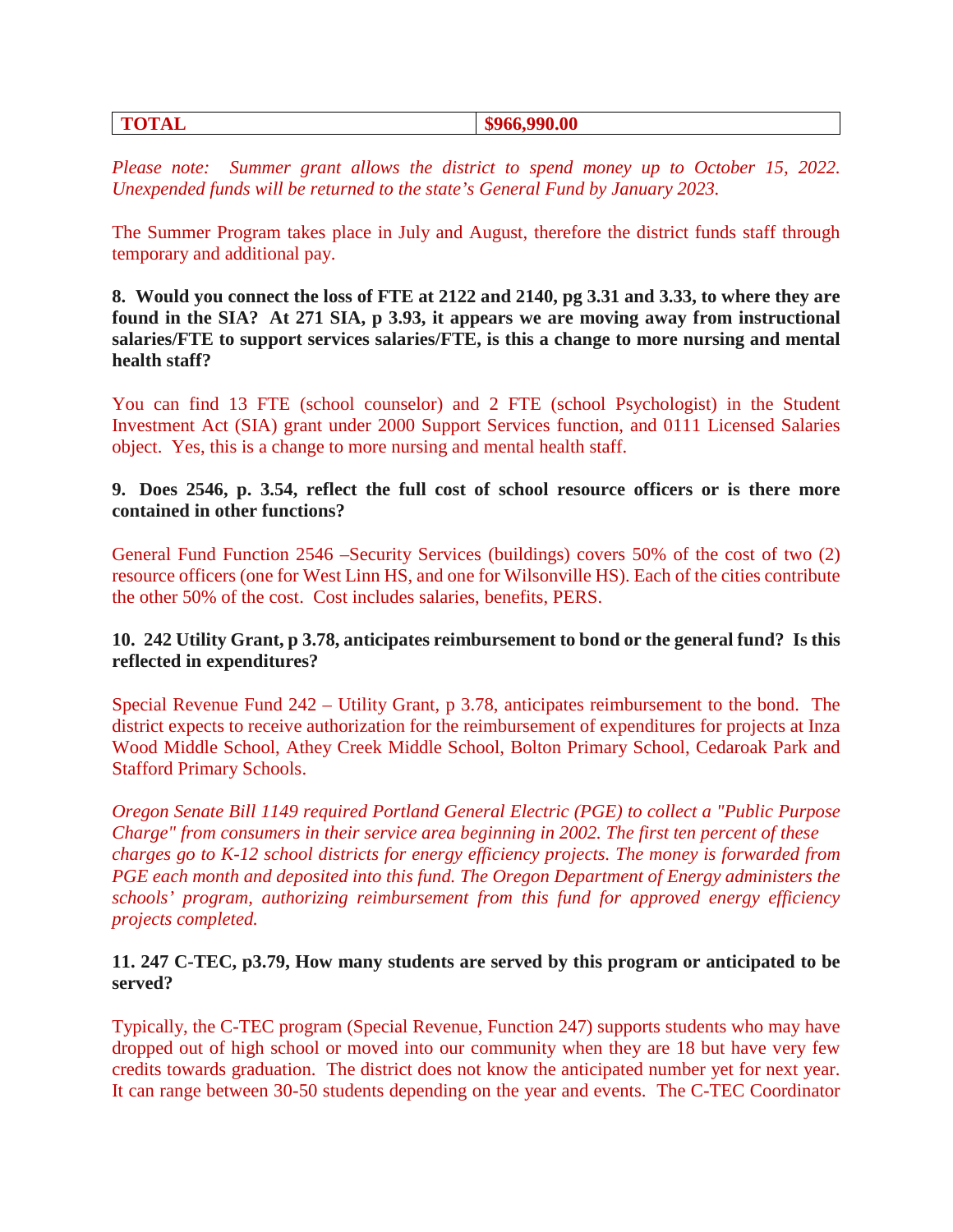| **TOTAL** | **$966,990.00** |
|---|---|

*Please note: Summer grant allows the district to spend money up to October 15, 2022. Unexpended funds will be returned to the state's General Fund by January 2023.*

The Summer Program takes place in July and August, therefore the district funds staff through temporary and additional pay.

**8. Would you connect the loss of FTE at 2122 and 2140, pg 3.31 and 3.33, to where they are found in the SIA? At 271 SIA, p 3.93, it appears we are moving away from instructional salaries/FTE to support services salaries/FTE, is this a change to more nursing and mental health staff?**

You can find 13 FTE (school counselor) and 2 FTE (school Psychologist) in the Student Investment Act (SIA) grant under 2000 Support Services function, and 0111 Licensed Salaries object. Yes, this is a change to more nursing and mental health staff.

**9. Does 2546, p. 3.54, reflect the full cost of school resource officers or is there more contained in other functions?**

General Fund Function 2546 –Security Services (buildings) covers 50% of the cost of two (2) resource officers (one for West Linn HS, and one for Wilsonville HS). Each of the cities contribute the other 50% of the cost. Cost includes salaries, benefits, PERS.

**10. 242 Utility Grant, p 3.78, anticipates reimbursement to bond or the general fund? Is this reflected in expenditures?**

Special Revenue Fund 242 – Utility Grant, p 3.78, anticipates reimbursement to the bond. The district expects to receive authorization for the reimbursement of expenditures for projects at Inza Wood Middle School, Athey Creek Middle School, Bolton Primary School, Cedaroak Park and Stafford Primary Schools.

*Oregon Senate Bill 1149 required Portland General Electric (PGE) to collect a "Public Purpose Charge" from consumers in their service area beginning in 2002. The first ten percent of these charges go to K-12 school districts for energy efficiency projects. The money is forwarded from PGE each month and deposited into this fund. The Oregon Department of Energy administers the schools' program, authorizing reimbursement from this fund for approved energy efficiency projects completed.*

**11. 247 C-TEC, p3.79, How many students are served by this program or anticipated to be served?**

Typically, the C-TEC program (Special Revenue, Function 247) supports students who may have dropped out of high school or moved into our community when they are 18 but have very few credits towards graduation. The district does not know the anticipated number yet for next year. It can range between 30-50 students depending on the year and events. The C-TEC Coordinator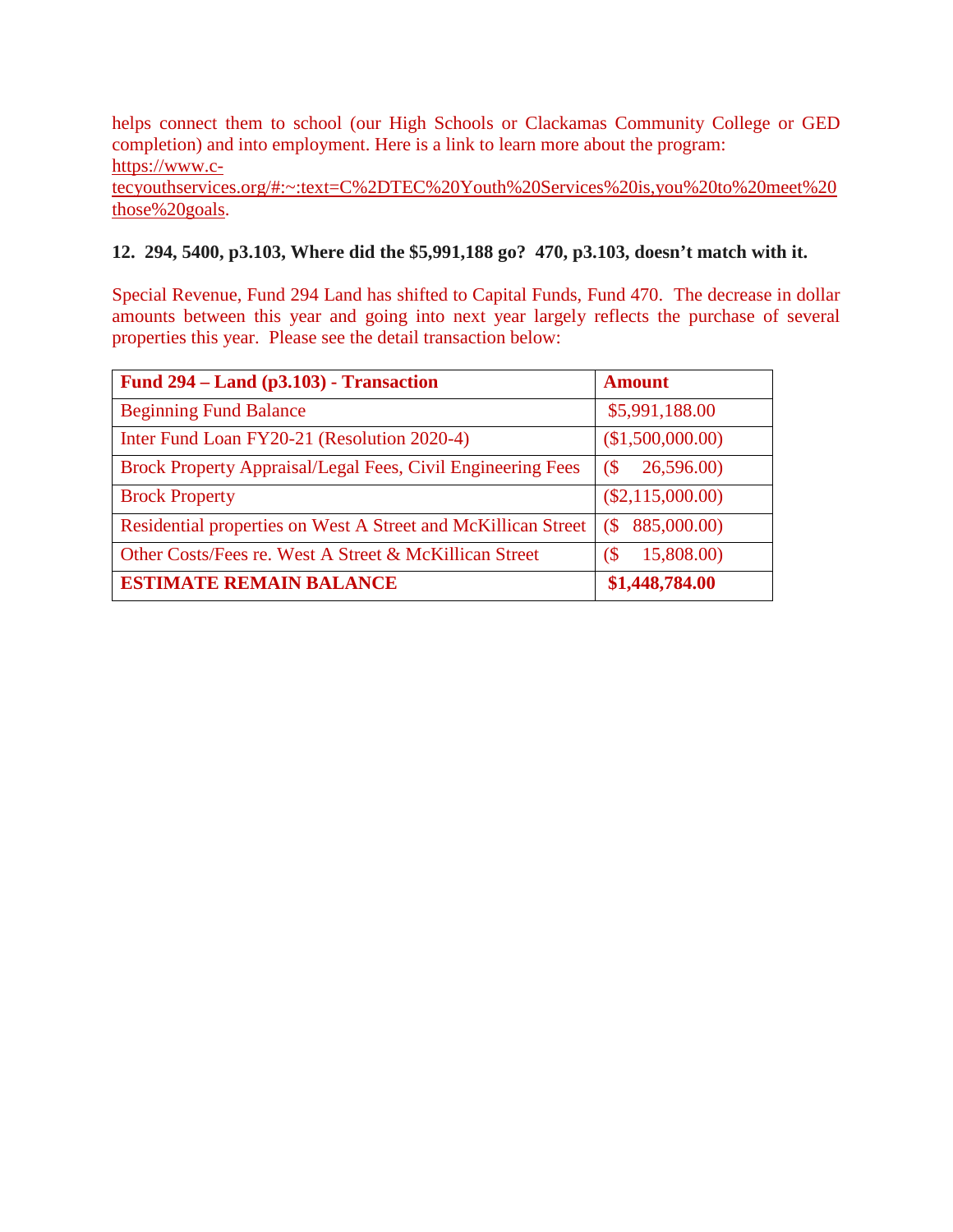helps connect them to school (our High Schools or Clackamas Community College or GED completion) and into employment. Here is a link to learn more about the program: https://www.c-tecyouthservices.org/#:~:text=C%2DTEC%20Youth%20Services%20is,you%20to%20meet%20those%20goals.

**12. 294, 5400, p3.103, Where did the $5,991,188 go? 470, p3.103, doesn't match with it.**

Special Revenue, Fund 294 Land has shifted to Capital Funds, Fund 470. The decrease in dollar amounts between this year and going into next year largely reflects the purchase of several properties this year. Please see the detail transaction below:

| **Fund 294 – Land (p3.103) - Transaction** | **Amount** |
|---|---|
| Beginning Fund Balance | $5,991,188.00 |
| Inter Fund Loan FY20-21 (Resolution 2020-4) | ($1,500,000.00) |
| Brock Property Appraisal/Legal Fees, Civil Engineering Fees | ($ 26,596.00) |
| Brock Property | ($2,115,000.00) |
| Residential properties on West A Street and McKillican Street | ($ 885,000.00) |
| Other Costs/Fees re. West A Street & McKillican Street | ($ 15,808.00) |
| **ESTIMATE REMAIN BALANCE** | **$1,448,784.00** |